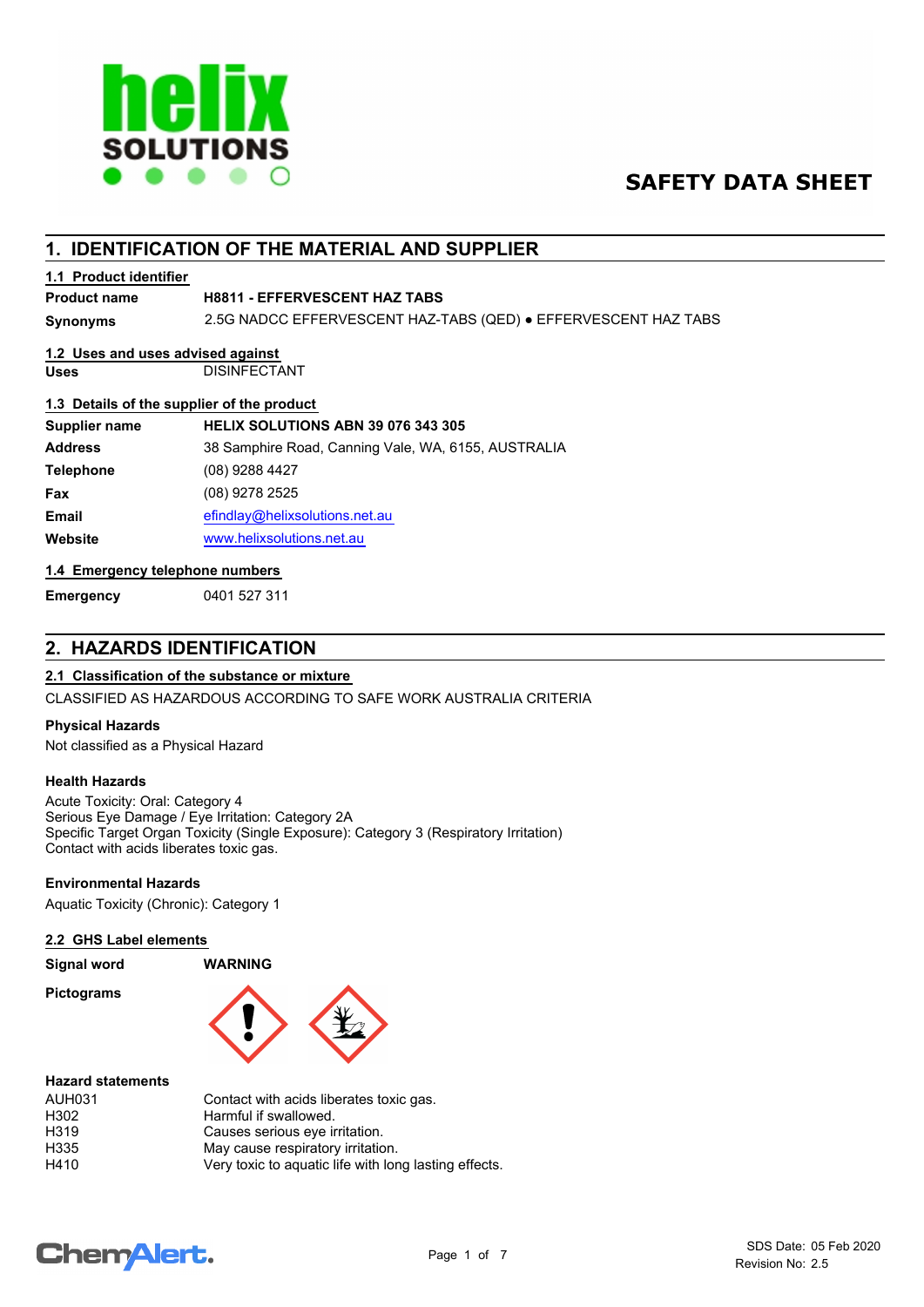# SAFETY DATA SHEET

## 1. IDENTIFICATION OF THE MATERIAL AND SUPPLIER

### 1.1 Product identifier

| | |
|---|---|
| **Product name** | **H8811 - EFFERVESCENT HAZ TABS** |
| **Synonyms** | 2.5G NADCC EFFERVESCENT HAZ-TABS (QED) ● EFFERVESCENT HAZ TABS |

### 1.2 Uses and uses advised against

| | |
|---|---|
| **Uses** | DISINFECTANT |

### 1.3 Details of the supplier of the product

| | |
|---|---|
| **Supplier name** | **HELIX SOLUTIONS ABN 39 076 343 305** |
| **Address** | 38 Samphire Road, Canning Vale, WA, 6155, AUSTRALIA |
| **Telephone** | (08) 9288 4427 |
| **Fax** | (08) 9278 2525 |
| **Email** | efindlay@helixsolutions.net.au |
| **Website** | www.helixsolutions.net.au |

### 1.4 Emergency telephone numbers

| | |
|---|---|
| **Emergency** | 0401 527 311 |

## 2. HAZARDS IDENTIFICATION

### 2.1 Classification of the substance or mixture

CLASSIFIED AS HAZARDOUS ACCORDING TO SAFE WORK AUSTRALIA CRITERIA

**Physical Hazards**

Not classified as a Physical Hazard

**Health Hazards**

Acute Toxicity: Oral: Category 4
Serious Eye Damage / Eye Irritation: Category 2A
Specific Target Organ Toxicity (Single Exposure): Category 3 (Respiratory Irritation)
Contact with acids liberates toxic gas.

**Environmental Hazards**

Aquatic Toxicity (Chronic): Category 1

### 2.2 GHS Label elements

| | |
|---|---|
| **Signal word** | **WARNING** |

**Pictograms**

**Hazard statements**

| | |
|---|---|
| AUH031 | Contact with acids liberates toxic gas. |
| H302 | Harmful if swallowed. |
| H319 | Causes serious eye irritation. |
| H335 | May cause respiratory irritation. |
| H410 | Very toxic to aquatic life with long lasting effects. |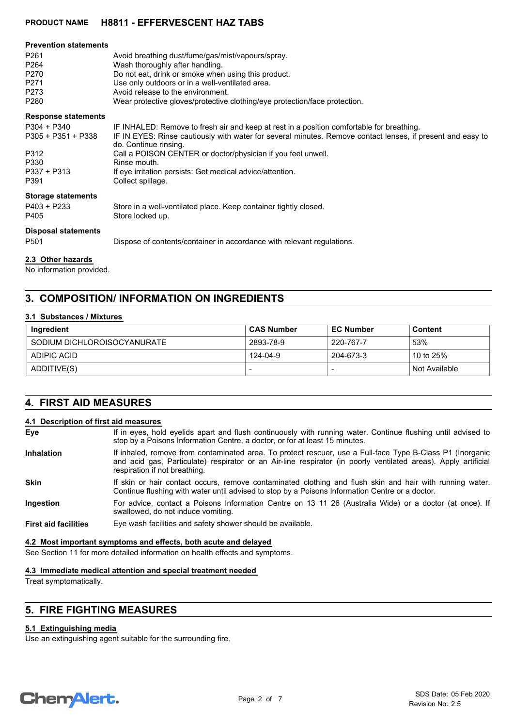**Prevention statements**

| | |
|---|---|
| P261 | Avoid breathing dust/fume/gas/mist/vapours/spray. |
| P264 | Wash thoroughly after handling. |
| P270 | Do not eat, drink or smoke when using this product. |
| P271 | Use only outdoors or in a well-ventilated area. |
| P273 | Avoid release to the environment. |
| P280 | Wear protective gloves/protective clothing/eye protection/face protection. |

**Response statements**

| | |
|---|---|
| P304 + P340 | IF INHALED: Remove to fresh air and keep at rest in a position comfortable for breathing. |
| P305 + P351 + P338 | IF IN EYES: Rinse cautiously with water for several minutes. Remove contact lenses, if present and easy to do. Continue rinsing. |
| P312 | Call a POISON CENTER or doctor/physician if you feel unwell. |
| P330 | Rinse mouth. |
| P337 + P313 | If eye irritation persists: Get medical advice/attention. |
| P391 | Collect spillage. |

**Storage statements**

| | |
|---|---|
| P403 + P233 | Store in a well-ventilated place. Keep container tightly closed. |
| P405 | Store locked up. |

**Disposal statements**

| | |
|---|---|
| P501 | Dispose of contents/container in accordance with relevant regulations. |

### 2.3 Other hazards

No information provided.

## 3. COMPOSITION/ INFORMATION ON INGREDIENTS

### 3.1 Substances / Mixtures

| Ingredient | CAS Number | EC Number | Content |
|---|---|---|---|
| SODIUM DICHLOROISOCYANURATE | 2893-78-9 | 220-767-7 | 53% |
| ADIPIC ACID | 124-04-9 | 204-673-3 | 10 to 25% |
| ADDITIVE(S) | - | - | Not Available |

## 4. FIRST AID MEASURES

### 4.1 Description of first aid measures

**Eye**
If in eyes, hold eyelids apart and flush continuously with running water. Continue flushing until advised to stop by a Poisons Information Centre, a doctor, or for at least 15 minutes.

**Inhalation**
If inhaled, remove from contaminated area. To protect rescuer, use a Full-face Type B-Class P1 (Inorganic and acid gas, Particulate) respirator or an Air-line respirator (in poorly ventilated areas). Apply artificial respiration if not breathing.

**Skin**
If skin or hair contact occurs, remove contaminated clothing and flush skin and hair with running water. Continue flushing with water until advised to stop by a Poisons Information Centre or a doctor.

**Ingestion**
For advice, contact a Poisons Information Centre on 13 11 26 (Australia Wide) or a doctor (at once). If swallowed, do not induce vomiting.

**First aid facilities**
Eye wash facilities and safety shower should be available.

### 4.2 Most important symptoms and effects, both acute and delayed

See Section 11 for more detailed information on health effects and symptoms.

### 4.3 Immediate medical attention and special treatment needed

Treat symptomatically.

## 5. FIRE FIGHTING MEASURES

### 5.1 Extinguishing media

Use an extinguishing agent suitable for the surrounding fire.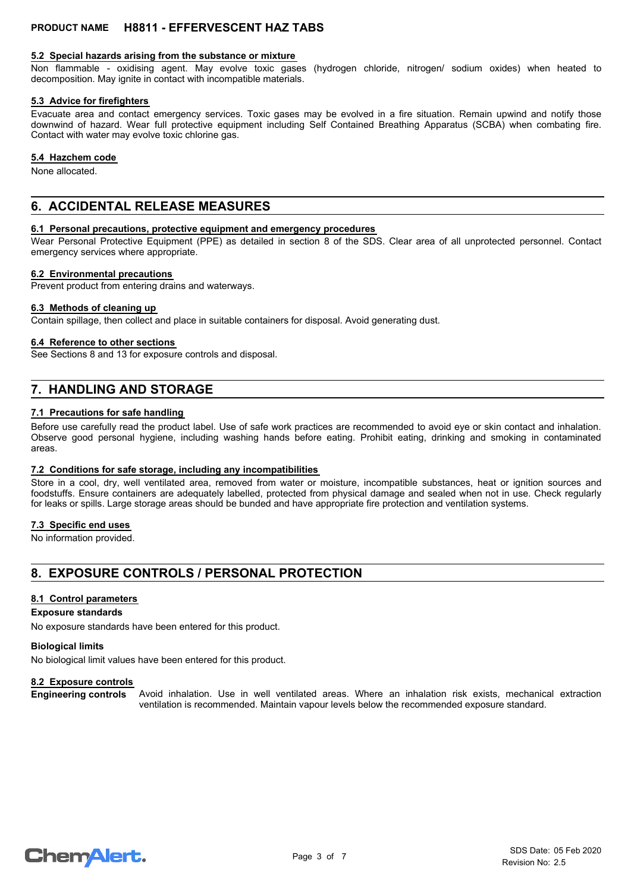#### 5.2 Special hazards arising from the substance or mixture

Non flammable - oxidising agent. May evolve toxic gases (hydrogen chloride, nitrogen/ sodium oxides) when heated to decomposition. May ignite in contact with incompatible materials.

#### 5.3 Advice for firefighters

Evacuate area and contact emergency services. Toxic gases may be evolved in a fire situation. Remain upwind and notify those downwind of hazard. Wear full protective equipment including Self Contained Breathing Apparatus (SCBA) when combating fire. Contact with water may evolve toxic chlorine gas.

#### 5.4 Hazchem code

None allocated.

## 6. ACCIDENTAL RELEASE MEASURES

#### 6.1 Personal precautions, protective equipment and emergency procedures

Wear Personal Protective Equipment (PPE) as detailed in section 8 of the SDS. Clear area of all unprotected personnel. Contact emergency services where appropriate.

#### 6.2 Environmental precautions

Prevent product from entering drains and waterways.

#### 6.3 Methods of cleaning up

Contain spillage, then collect and place in suitable containers for disposal. Avoid generating dust.

#### 6.4 Reference to other sections

See Sections 8 and 13 for exposure controls and disposal.

## 7. HANDLING AND STORAGE

#### 7.1 Precautions for safe handling

Before use carefully read the product label. Use of safe work practices are recommended to avoid eye or skin contact and inhalation. Observe good personal hygiene, including washing hands before eating. Prohibit eating, drinking and smoking in contaminated areas.

#### 7.2 Conditions for safe storage, including any incompatibilities

Store in a cool, dry, well ventilated area, removed from water or moisture, incompatible substances, heat or ignition sources and foodstuffs. Ensure containers are adequately labelled, protected from physical damage and sealed when not in use. Check regularly for leaks or spills. Large storage areas should be bunded and have appropriate fire protection and ventilation systems.

#### 7.3 Specific end uses

No information provided.

## 8. EXPOSURE CONTROLS / PERSONAL PROTECTION

#### 8.1 Control parameters

**Exposure standards**

No exposure standards have been entered for this product.

**Biological limits**

No biological limit values have been entered for this product.

#### 8.2 Exposure controls

**Engineering controls** Avoid inhalation. Use in well ventilated areas. Where an inhalation risk exists, mechanical extraction ventilation is recommended. Maintain vapour levels below the recommended exposure standard.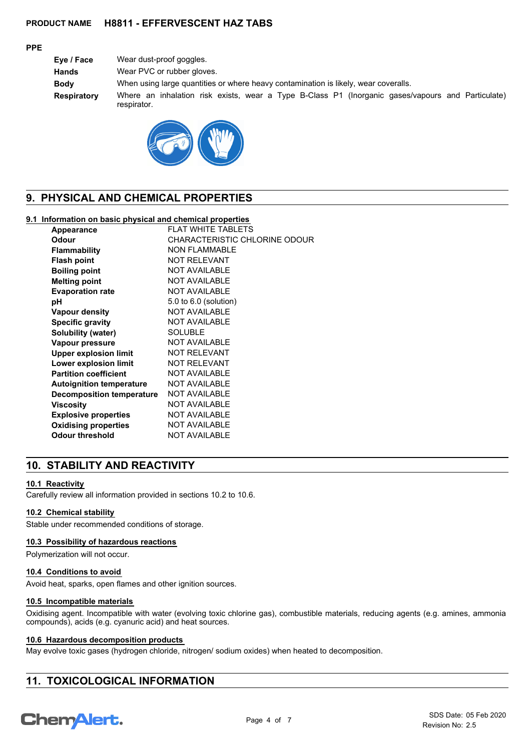**PPE**

| | |
|---|---|
| **Eye / Face** | Wear dust-proof goggles. |
| **Hands** | Wear PVC or rubber gloves. |
| **Body** | When using large quantities or where heavy contamination is likely, wear coveralls. |
| **Respiratory** | Where an inhalation risk exists, wear a Type B-Class P1 (Inorganic gases/vapours and Particulate) respirator. |

## 9. PHYSICAL AND CHEMICAL PROPERTIES

### 9.1 Information on basic physical and chemical properties

| | |
|---|---|
| **Appearance** | FLAT WHITE TABLETS |
| **Odour** | CHARACTERISTIC CHLORINE ODOUR |
| **Flammability** | NON FLAMMABLE |
| **Flash point** | NOT RELEVANT |
| **Boiling point** | NOT AVAILABLE |
| **Melting point** | NOT AVAILABLE |
| **Evaporation rate** | NOT AVAILABLE |
| **pH** | 5.0 to 6.0 (solution) |
| **Vapour density** | NOT AVAILABLE |
| **Specific gravity** | NOT AVAILABLE |
| **Solubility (water)** | SOLUBLE |
| **Vapour pressure** | NOT AVAILABLE |
| **Upper explosion limit** | NOT RELEVANT |
| **Lower explosion limit** | NOT RELEVANT |
| **Partition coefficient** | NOT AVAILABLE |
| **Autoignition temperature** | NOT AVAILABLE |
| **Decomposition temperature** | NOT AVAILABLE |
| **Viscosity** | NOT AVAILABLE |
| **Explosive properties** | NOT AVAILABLE |
| **Oxidising properties** | NOT AVAILABLE |
| **Odour threshold** | NOT AVAILABLE |

## 10. STABILITY AND REACTIVITY

### 10.1 Reactivity

Carefully review all information provided in sections 10.2 to 10.6.

### 10.2 Chemical stability

Stable under recommended conditions of storage.

### 10.3 Possibility of hazardous reactions

Polymerization will not occur.

### 10.4 Conditions to avoid

Avoid heat, sparks, open flames and other ignition sources.

### 10.5 Incompatible materials

Oxidising agent. Incompatible with water (evolving toxic chlorine gas), combustible materials, reducing agents (e.g. amines, ammonia compounds), acids (e.g. cyanuric acid) and heat sources.

### 10.6 Hazardous decomposition products

May evolve toxic gases (hydrogen chloride, nitrogen/ sodium oxides) when heated to decomposition.

## 11. TOXICOLOGICAL INFORMATION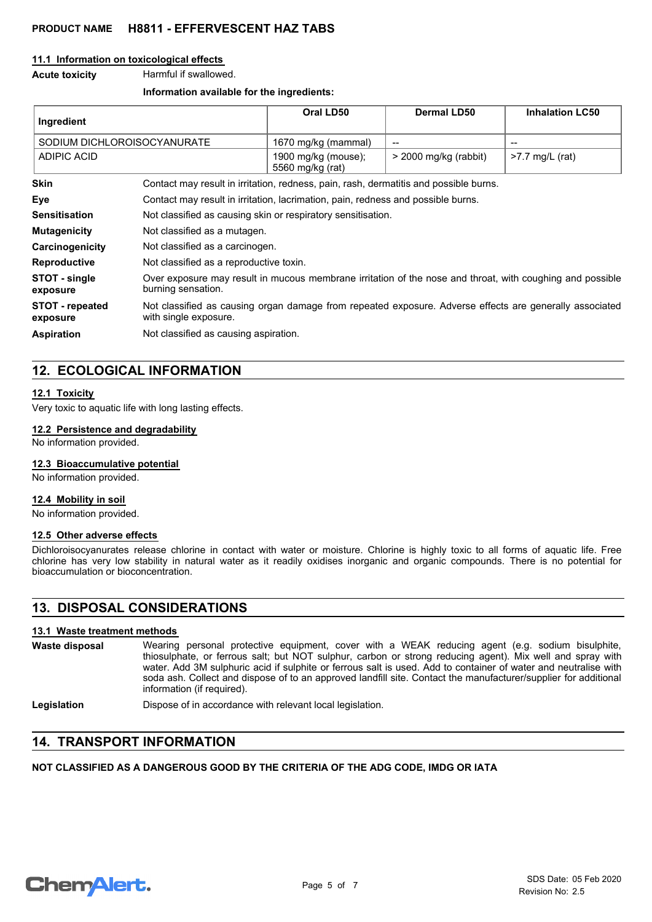### 11.1 Information on toxicological effects

**Acute toxicity** Harmful if swallowed.

**Information available for the ingredients:**

| Ingredient | Oral LD50 | Dermal LD50 | Inhalation LC50 |
|---|---|---|---|
| SODIUM DICHLOROISOCYANURATE | 1670 mg/kg (mammal) | -- | -- |
| ADIPIC ACID | 1900 mg/kg (mouse); 5560 mg/kg (rat) | > 2000 mg/kg (rabbit) | >7.7 mg/L (rat) |

**Skin** Contact may result in irritation, redness, pain, rash, dermatitis and possible burns.

**Eye** Contact may result in irritation, lacrimation, pain, redness and possible burns.

**Sensitisation** Not classified as causing skin or respiratory sensitisation.

**Mutagenicity** Not classified as a mutagen.

**Carcinogenicity** Not classified as a carcinogen.

**Reproductive** Not classified as a reproductive toxin.

**STOT - single exposure** Over exposure may result in mucous membrane irritation of the nose and throat, with coughing and possible burning sensation.

**STOT - repeated exposure** Not classified as causing organ damage from repeated exposure. Adverse effects are generally associated with single exposure.

**Aspiration** Not classified as causing aspiration.

## 12. ECOLOGICAL INFORMATION

### 12.1 Toxicity

Very toxic to aquatic life with long lasting effects.

### 12.2 Persistence and degradability

No information provided.

### 12.3 Bioaccumulative potential

No information provided.

### 12.4 Mobility in soil

No information provided.

### 12.5 Other adverse effects

Dichloroisocyanurates release chlorine in contact with water or moisture. Chlorine is highly toxic to all forms of aquatic life. Free chlorine has very low stability in natural water as it readily oxidises inorganic and organic compounds. There is no potential for bioaccumulation or bioconcentration.

## 13. DISPOSAL CONSIDERATIONS

### 13.1 Waste treatment methods

**Waste disposal** Wearing personal protective equipment, cover with a WEAK reducing agent (e.g. sodium bisulphite, thiosulphate, or ferrous salt; but NOT sulphur, carbon or strong reducing agent). Mix well and spray with water. Add 3M sulphuric acid if sulphite or ferrous salt is used. Add to container of water and neutralise with soda ash. Collect and dispose of to an approved landfill site. Contact the manufacturer/supplier for additional information (if required).

**Legislation** Dispose of in accordance with relevant local legislation.

## 14. TRANSPORT INFORMATION

**NOT CLASSIFIED AS A DANGEROUS GOOD BY THE CRITERIA OF THE ADG CODE, IMDG OR IATA**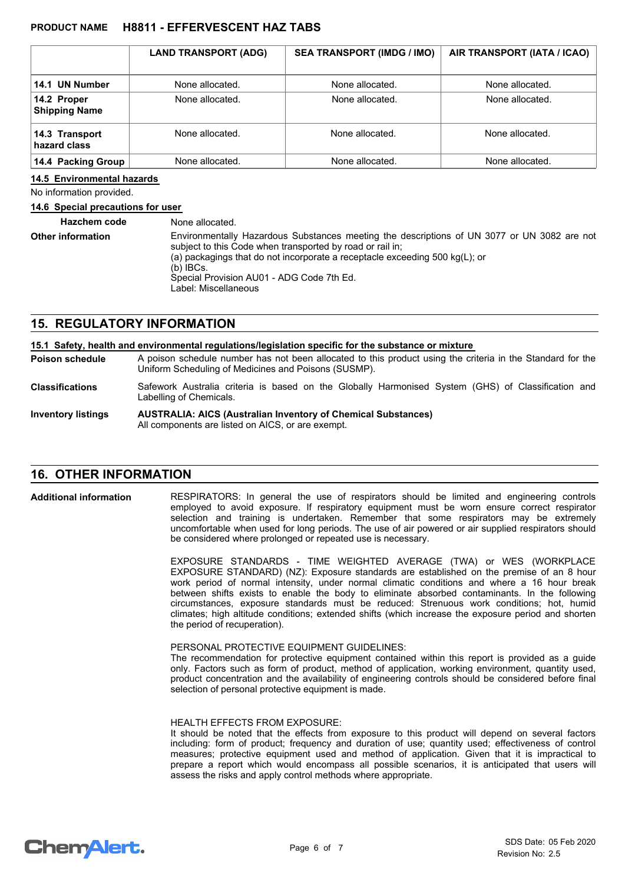| | LAND TRANSPORT (ADG) | SEA TRANSPORT (IMDG / IMO) | AIR TRANSPORT (IATA / ICAO) |
|---|---|---|---|
| **14.1 UN Number** | None allocated. | None allocated. | None allocated. |
| **14.2 Proper Shipping Name** | None allocated. | None allocated. | None allocated. |
| **14.3 Transport hazard class** | None allocated. | None allocated. | None allocated. |
| **14.4 Packing Group** | None allocated. | None allocated. | None allocated. |

**14.5 Environmental hazards**

No information provided.

**14.6 Special precautions for user**

**Hazchem code** None allocated.

**Other information** Environmentally Hazardous Substances meeting the descriptions of UN 3077 or UN 3082 are not subject to this Code when transported by road or rail in;
(a) packagings that do not incorporate a receptacle exceeding 500 kg(L); or
(b) IBCs.
Special Provision AU01 - ADG Code 7th Ed.
Label: Miscellaneous

## 15. REGULATORY INFORMATION

**15.1 Safety, health and environmental regulations/legislation specific for the substance or mixture**

**Poison schedule** A poison schedule number has not been allocated to this product using the criteria in the Standard for the Uniform Scheduling of Medicines and Poisons (SUSMP).

**Classifications** Safework Australia criteria is based on the Globally Harmonised System (GHS) of Classification and Labelling of Chemicals.

**Inventory listings** **AUSTRALIA: AICS (Australian Inventory of Chemical Substances)**
All components are listed on AICS, or are exempt.

## 16. OTHER INFORMATION

**Additional information**

RESPIRATORS: In general the use of respirators should be limited and engineering controls employed to avoid exposure. If respiratory equipment must be worn ensure correct respirator selection and training is undertaken. Remember that some respirators may be extremely uncomfortable when used for long periods. The use of air powered or air supplied respirators should be considered where prolonged or repeated use is necessary.

EXPOSURE STANDARDS - TIME WEIGHTED AVERAGE (TWA) or WES (WORKPLACE EXPOSURE STANDARD) (NZ): Exposure standards are established on the premise of an 8 hour work period of normal intensity, under normal climatic conditions and where a 16 hour break between shifts exists to enable the body to eliminate absorbed contaminants. In the following circumstances, exposure standards must be reduced: Strenuous work conditions; hot, humid climates; high altitude conditions; extended shifts (which increase the exposure period and shorten the period of recuperation).

PERSONAL PROTECTIVE EQUIPMENT GUIDELINES:
The recommendation for protective equipment contained within this report is provided as a guide only. Factors such as form of product, method of application, working environment, quantity used, product concentration and the availability of engineering controls should be considered before final selection of personal protective equipment is made.

HEALTH EFFECTS FROM EXPOSURE:
It should be noted that the effects from exposure to this product will depend on several factors including: form of product; frequency and duration of use; quantity used; effectiveness of control measures; protective equipment used and method of application. Given that it is impractical to prepare a report which would encompass all possible scenarios, it is anticipated that users will assess the risks and apply control methods where appropriate.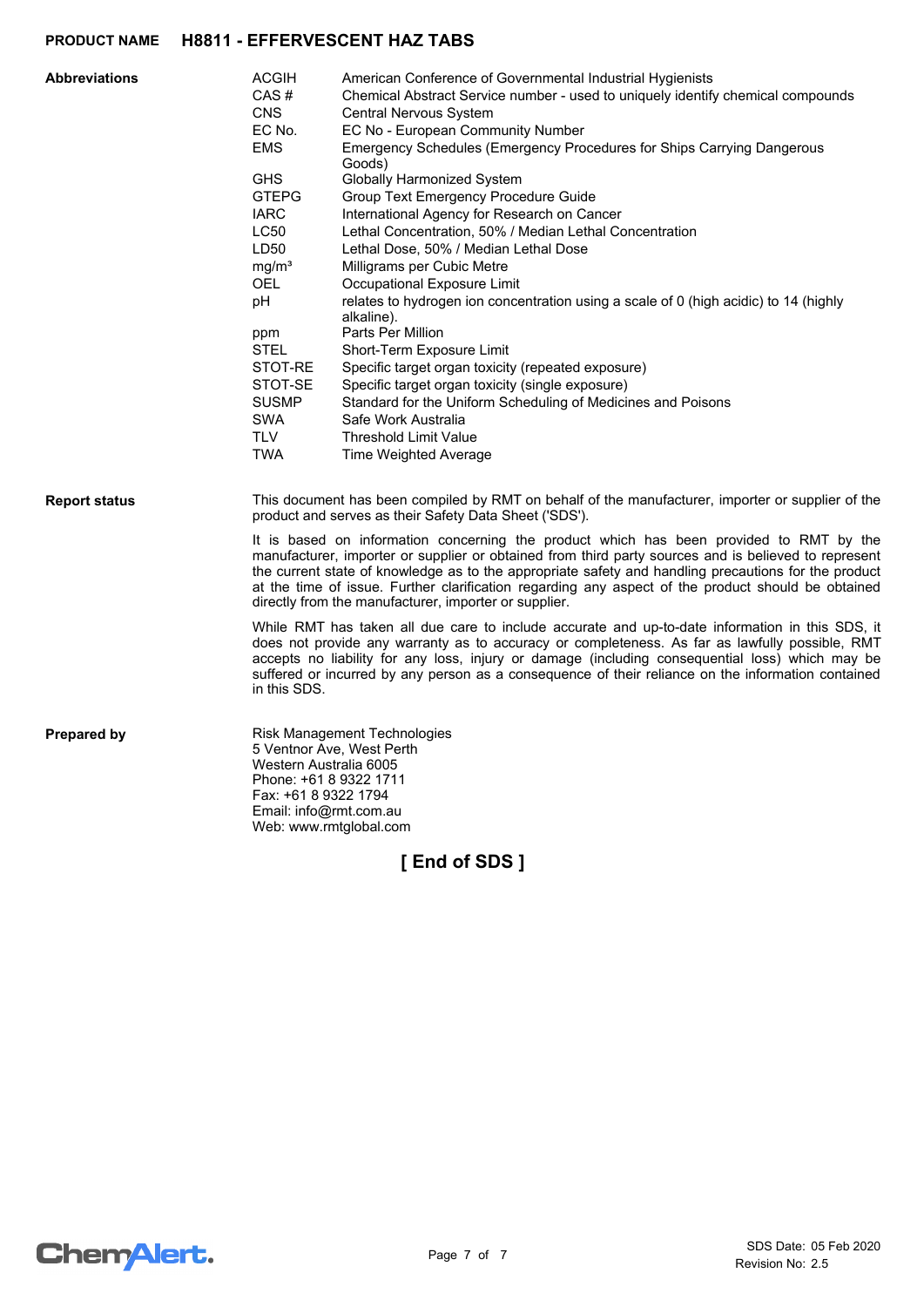**PRODUCT NAME** **H8811 - EFFERVESCENT HAZ TABS**

**Abbreviations**

| | |
|---|---|
| ACGIH | American Conference of Governmental Industrial Hygienists |
| CAS # | Chemical Abstract Service number - used to uniquely identify chemical compounds |
| CNS | Central Nervous System |
| EC No. | EC No - European Community Number |
| EMS | Emergency Schedules (Emergency Procedures for Ships Carrying Dangerous Goods) |
| GHS | Globally Harmonized System |
| GTEPG | Group Text Emergency Procedure Guide |
| IARC | International Agency for Research on Cancer |
| LC50 | Lethal Concentration, 50% / Median Lethal Concentration |
| LD50 | Lethal Dose, 50% / Median Lethal Dose |
| $mg/m^3$ | Milligrams per Cubic Metre |
| OEL | Occupational Exposure Limit |
| pH | relates to hydrogen ion concentration using a scale of 0 (high acidic) to 14 (highly alkaline). |
| ppm | Parts Per Million |
| STEL | Short-Term Exposure Limit |
| STOT-RE | Specific target organ toxicity (repeated exposure) |
| STOT-SE | Specific target organ toxicity (single exposure) |
| SUSMP | Standard for the Uniform Scheduling of Medicines and Poisons |
| SWA | Safe Work Australia |
| TLV | Threshold Limit Value |
| TWA | Time Weighted Average |

**Report status**

This document has been compiled by RMT on behalf of the manufacturer, importer or supplier of the product and serves as their Safety Data Sheet ('SDS').

It is based on information concerning the product which has been provided to RMT by the manufacturer, importer or supplier or obtained from third party sources and is believed to represent the current state of knowledge as to the appropriate safety and handling precautions for the product at the time of issue. Further clarification regarding any aspect of the product should be obtained directly from the manufacturer, importer or supplier.

While RMT has taken all due care to include accurate and up-to-date information in this SDS, it does not provide any warranty as to accuracy or completeness. As far as lawfully possible, RMT accepts no liability for any loss, injury or damage (including consequential loss) which may be suffered or incurred by any person as a consequence of their reliance on the information contained in this SDS.

**Prepared by**

Risk Management Technologies
5 Ventnor Ave, West Perth
Western Australia 6005
Phone: +61 8 9322 1711
Fax: +61 8 9322 1794
Email: info@rmt.com.au
Web: www.rmtglobal.com

**[ End of SDS ]**

SDS Date: 05 Feb 2020
Revision No: 2.5